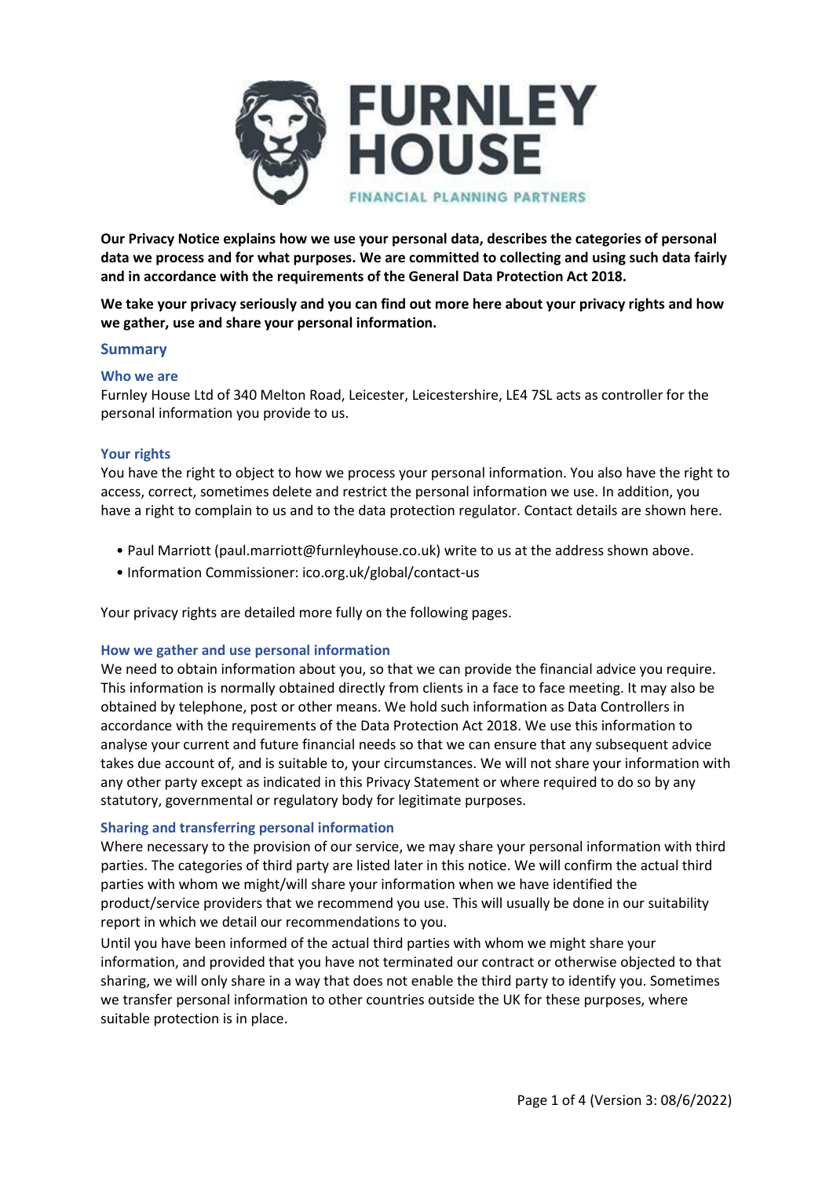**Our Privacy Notice explains how we use your personal data, describes the categories of personal data we process and for what purposes. We are committed to collecting and using such data fairly and in accordance with the requirements of the General Data Protection Act 2018.**

**We take your privacy seriously and you can find out more here about your privacy rights and how we gather, use and share your personal information.**

## Summary

### Who we are

Furnley House Ltd of 340 Melton Road, Leicester, Leicestershire, LE4 7SL acts as controller for the personal information you provide to us.

### Your rights

You have the right to object to how we process your personal information. You also have the right to access, correct, sometimes delete and restrict the personal information we use. In addition, you have a right to complain to us and to the data protection regulator. Contact details are shown here.

- Paul Marriott (paul.marriott@furnleyhouse.co.uk) write to us at the address shown above.
- Information Commissioner: ico.org.uk/global/contact-us

Your privacy rights are detailed more fully on the following pages.

### How we gather and use personal information

We need to obtain information about you, so that we can provide the financial advice you require. This information is normally obtained directly from clients in a face to face meeting. It may also be obtained by telephone, post or other means. We hold such information as Data Controllers in accordance with the requirements of the Data Protection Act 2018. We use this information to analyse your current and future financial needs so that we can ensure that any subsequent advice takes due account of, and is suitable to, your circumstances. We will not share your information with any other party except as indicated in this Privacy Statement or where required to do so by any statutory, governmental or regulatory body for legitimate purposes.

### Sharing and transferring personal information

Where necessary to the provision of our service, we may share your personal information with third parties. The categories of third party are listed later in this notice. We will confirm the actual third parties with whom we might/will share your information when we have identified the product/service providers that we recommend you use. This will usually be done in our suitability report in which we detail our recommendations to you.

Until you have been informed of the actual third parties with whom we might share your information, and provided that you have not terminated our contract or otherwise objected to that sharing, we will only share in a way that does not enable the third party to identify you. Sometimes we transfer personal information to other countries outside the UK for these purposes, where suitable protection is in place.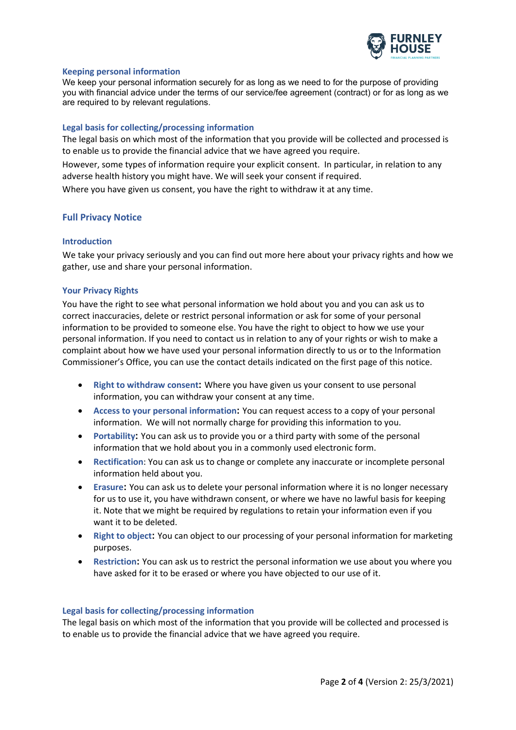### Keeping personal information

We keep your personal information securely for as long as we need to for the purpose of providing you with financial advice under the terms of our service/fee agreement (contract) or for as long as we are required to by relevant regulations.

### Legal basis for collecting/processing information

The legal basis on which most of the information that you provide will be collected and processed is to enable us to provide the financial advice that we have agreed you require.

However, some types of information require your explicit consent. In particular, in relation to any adverse health history you might have. We will seek your consent if required.

Where you have given us consent, you have the right to withdraw it at any time.

## Full Privacy Notice

### Introduction

We take your privacy seriously and you can find out more here about your privacy rights and how we gather, use and share your personal information.

### Your Privacy Rights

You have the right to see what personal information we hold about you and you can ask us to correct inaccuracies, delete or restrict personal information or ask for some of your personal information to be provided to someone else. You have the right to object to how we use your personal information. If you need to contact us in relation to any of your rights or wish to make a complaint about how we have used your personal information directly to us or to the Information Commissioner's Office, you can use the contact details indicated on the first page of this notice.

- **Right to withdraw consent:** Where you have given us your consent to use personal information, you can withdraw your consent at any time.
- **Access to your personal information:** You can request access to a copy of your personal information. We will not normally charge for providing this information to you.
- **Portability:** You can ask us to provide you or a third party with some of the personal information that we hold about you in a commonly used electronic form.
- **Rectification**: You can ask us to change or complete any inaccurate or incomplete personal information held about you.
- **Erasure:** You can ask us to delete your personal information where it is no longer necessary for us to use it, you have withdrawn consent, or where we have no lawful basis for keeping it. Note that we might be required by regulations to retain your information even if you want it to be deleted.
- **Right to object:** You can object to our processing of your personal information for marketing purposes.
- **Restriction:** You can ask us to restrict the personal information we use about you where you have asked for it to be erased or where you have objected to our use of it.

### Legal basis for collecting/processing information

The legal basis on which most of the information that you provide will be collected and processed is to enable us to provide the financial advice that we have agreed you require.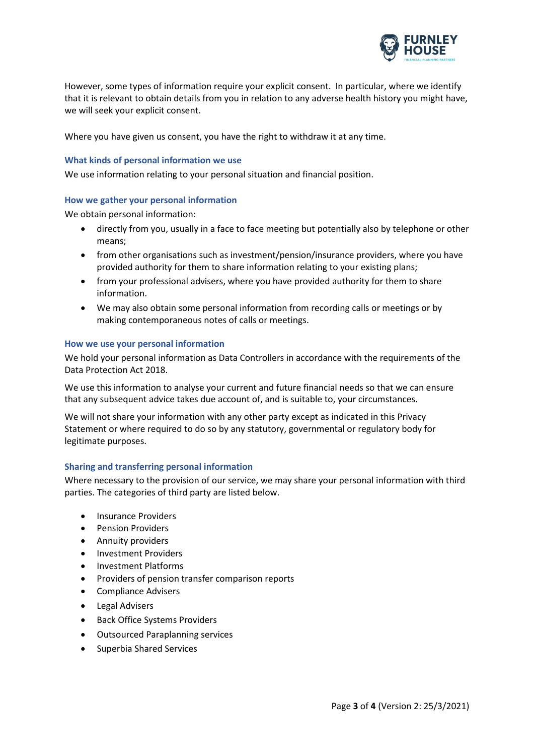However, some types of information require your explicit consent. In particular, where we identify that it is relevant to obtain details from you in relation to any adverse health history you might have, we will seek your explicit consent.

Where you have given us consent, you have the right to withdraw it at any time.

### What kinds of personal information we use

We use information relating to your personal situation and financial position.

### How we gather your personal information

We obtain personal information:

- directly from you, usually in a face to face meeting but potentially also by telephone or other means;
- from other organisations such as investment/pension/insurance providers, where you have provided authority for them to share information relating to your existing plans;
- from your professional advisers, where you have provided authority for them to share information.
- We may also obtain some personal information from recording calls or meetings or by making contemporaneous notes of calls or meetings.

### How we use your personal information

We hold your personal information as Data Controllers in accordance with the requirements of the Data Protection Act 2018.

We use this information to analyse your current and future financial needs so that we can ensure that any subsequent advice takes due account of, and is suitable to, your circumstances.

We will not share your information with any other party except as indicated in this Privacy Statement or where required to do so by any statutory, governmental or regulatory body for legitimate purposes.

### Sharing and transferring personal information

Where necessary to the provision of our service, we may share your personal information with third parties. The categories of third party are listed below.

- Insurance Providers
- Pension Providers
- Annuity providers
- Investment Providers
- Investment Platforms
- Providers of pension transfer comparison reports
- Compliance Advisers
- Legal Advisers
- Back Office Systems Providers
- Outsourced Paraplanning services
- Superbia Shared Services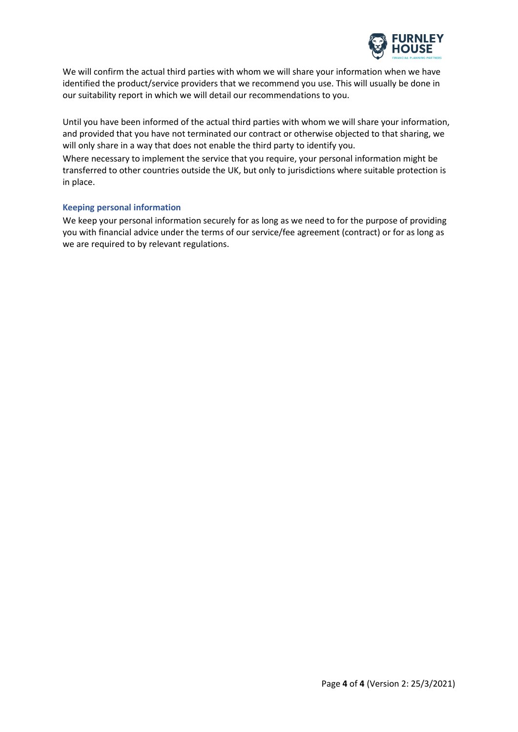We will confirm the actual third parties with whom we will share your information when we have identified the product/service providers that we recommend you use. This will usually be done in our suitability report in which we will detail our recommendations to you.

Until you have been informed of the actual third parties with whom we will share your information, and provided that you have not terminated our contract or otherwise objected to that sharing, we will only share in a way that does not enable the third party to identify you.

Where necessary to implement the service that you require, your personal information might be transferred to other countries outside the UK, but only to jurisdictions where suitable protection is in place.

### Keeping personal information

We keep your personal information securely for as long as we need to for the purpose of providing you with financial advice under the terms of our service/fee agreement (contract) or for as long as we are required to by relevant regulations.